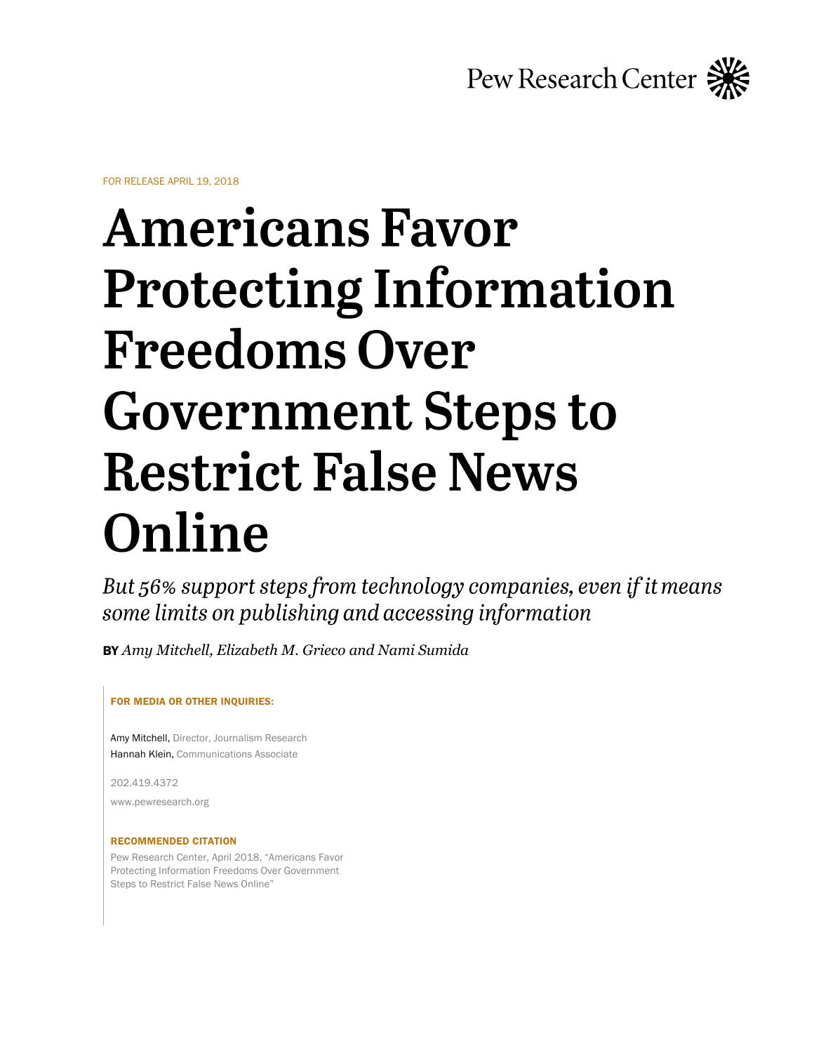Pew Research Center

FOR RELEASE APRIL 19, 2018

# Americans Favor Protecting Information Freedoms Over Government Steps to Restrict False News Online

*But 56% support steps from technology companies, even if it means some limits on publishing and accessing information*

**BY** *Amy Mitchell, Elizabeth M. Grieco and Nami Sumida*

**FOR MEDIA OR OTHER INQUIRIES:**

Amy Mitchell, Director, Journalism Research
Hannah Klein, Communications Associate

202.419.4372

www.pewresearch.org

**RECOMMENDED CITATION**

Pew Research Center, April 2018, "Americans Favor Protecting Information Freedoms Over Government Steps to Restrict False News Online"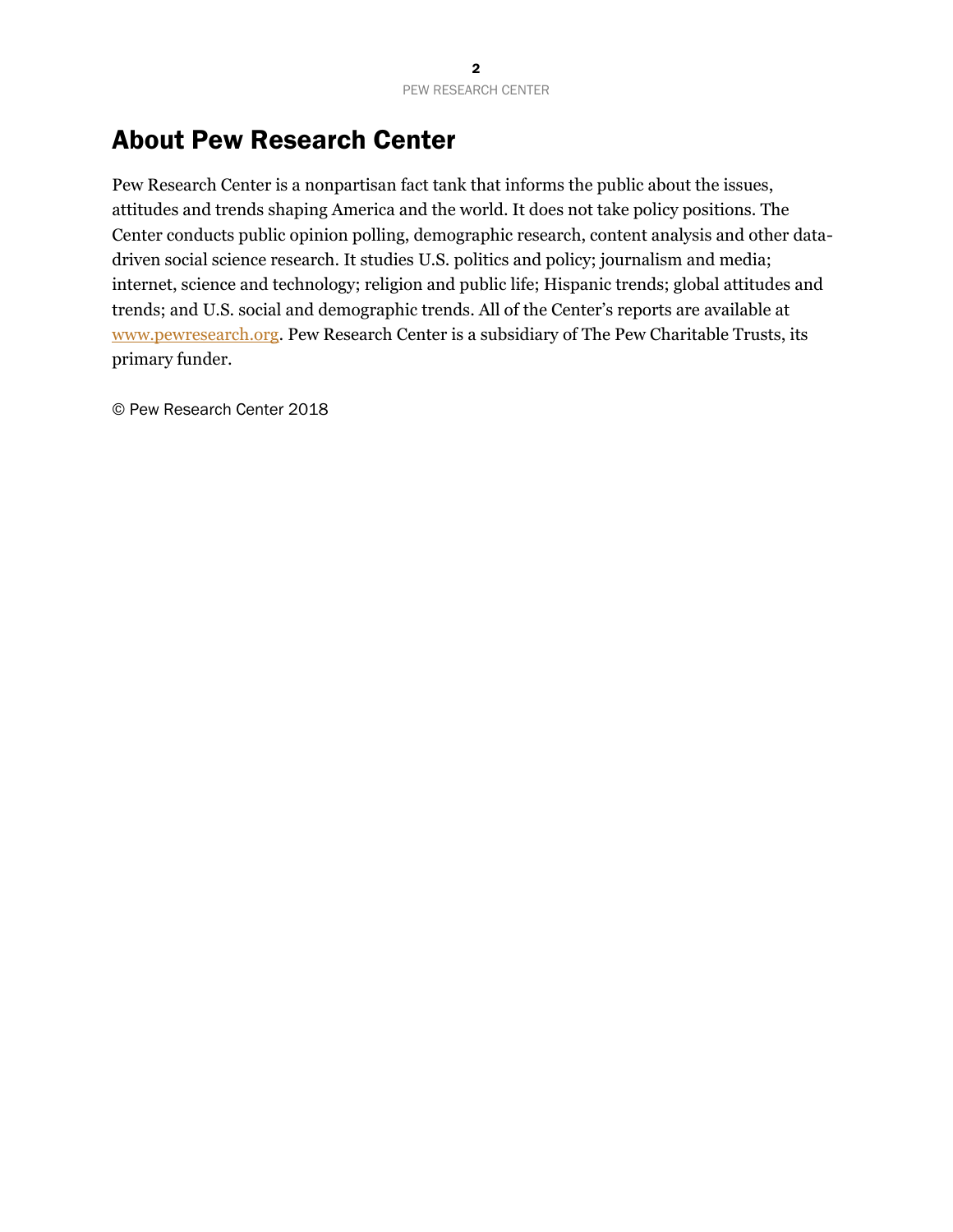# About Pew Research Center

Pew Research Center is a nonpartisan fact tank that informs the public about the issues, attitudes and trends shaping America and the world. It does not take policy positions. The Center conducts public opinion polling, demographic research, content analysis and other data-driven social science research. It studies U.S. politics and policy; journalism and media; internet, science and technology; religion and public life; Hispanic trends; global attitudes and trends; and U.S. social and demographic trends. All of the Center's reports are available at [www.pewresearch.org](http://www.pewresearch.org). Pew Research Center is a subsidiary of The Pew Charitable Trusts, its primary funder.

© Pew Research Center 2018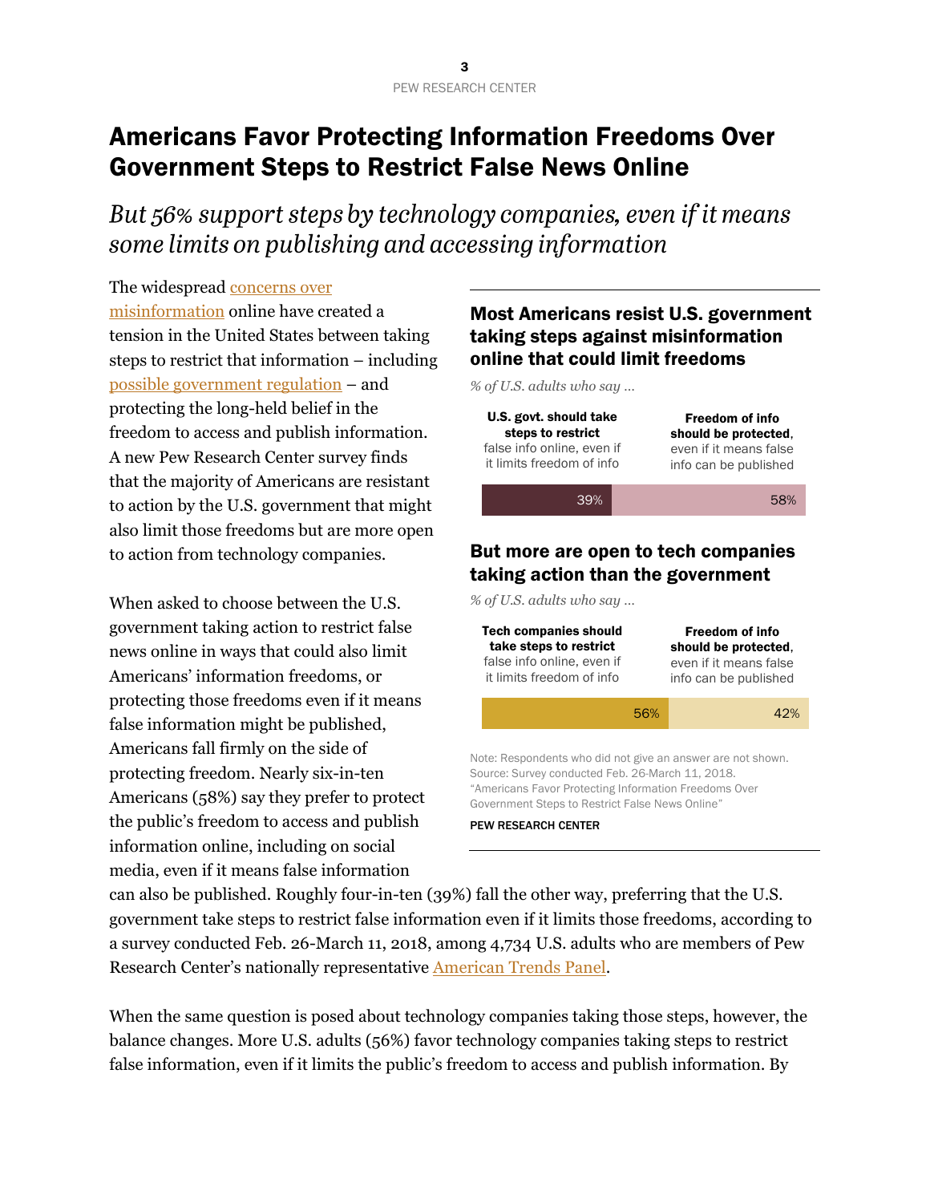# Americans Favor Protecting Information Freedoms Over Government Steps to Restrict False News Online

*But 56% support steps by technology companies, even if it means some limits on publishing and accessing information*

The widespread concerns over misinformation online have created a tension in the United States between taking steps to restrict that information – including possible government regulation – and protecting the long-held belief in the freedom to access and publish information. A new Pew Research Center survey finds that the majority of Americans are resistant to action by the U.S. government that might also limit those freedoms but are more open to action from technology companies.

**Most Americans resist U.S. government taking steps against misinformation online that could limit freedoms**

*% of U.S. adults who say ...*

| **U.S. govt. should take steps to restrict** false info online, even if it limits freedom of info | **Freedom of info should be protected**, even if it means false info can be published |
|---|---|
| 39% | 58% |

**But more are open to tech companies taking action than the government**

*% of U.S. adults who say ...*

| **Tech companies should take steps to restrict** false info online, even if it limits freedom of info | **Freedom of info should be protected**, even if it means false info can be published |
|---|---|
| 56% | 42% |

Note: Respondents who did not give an answer are not shown.
Source: Survey conducted Feb. 26-March 11, 2018.
"Americans Favor Protecting Information Freedoms Over Government Steps to Restrict False News Online"

PEW RESEARCH CENTER

When asked to choose between the U.S. government taking action to restrict false news online in ways that could also limit Americans' information freedoms, or protecting those freedoms even if it means false information might be published, Americans fall firmly on the side of protecting freedom. Nearly six-in-ten Americans (58%) say they prefer to protect the public's freedom to access and publish information online, including on social media, even if it means false information can also be published. Roughly four-in-ten (39%) fall the other way, preferring that the U.S. government take steps to restrict false information even if it limits those freedoms, according to a survey conducted Feb. 26-March 11, 2018, among 4,734 U.S. adults who are members of Pew Research Center's nationally representative American Trends Panel.

When the same question is posed about technology companies taking those steps, however, the balance changes. More U.S. adults (56%) favor technology companies taking steps to restrict false information, even if it limits the public's freedom to access and publish information. By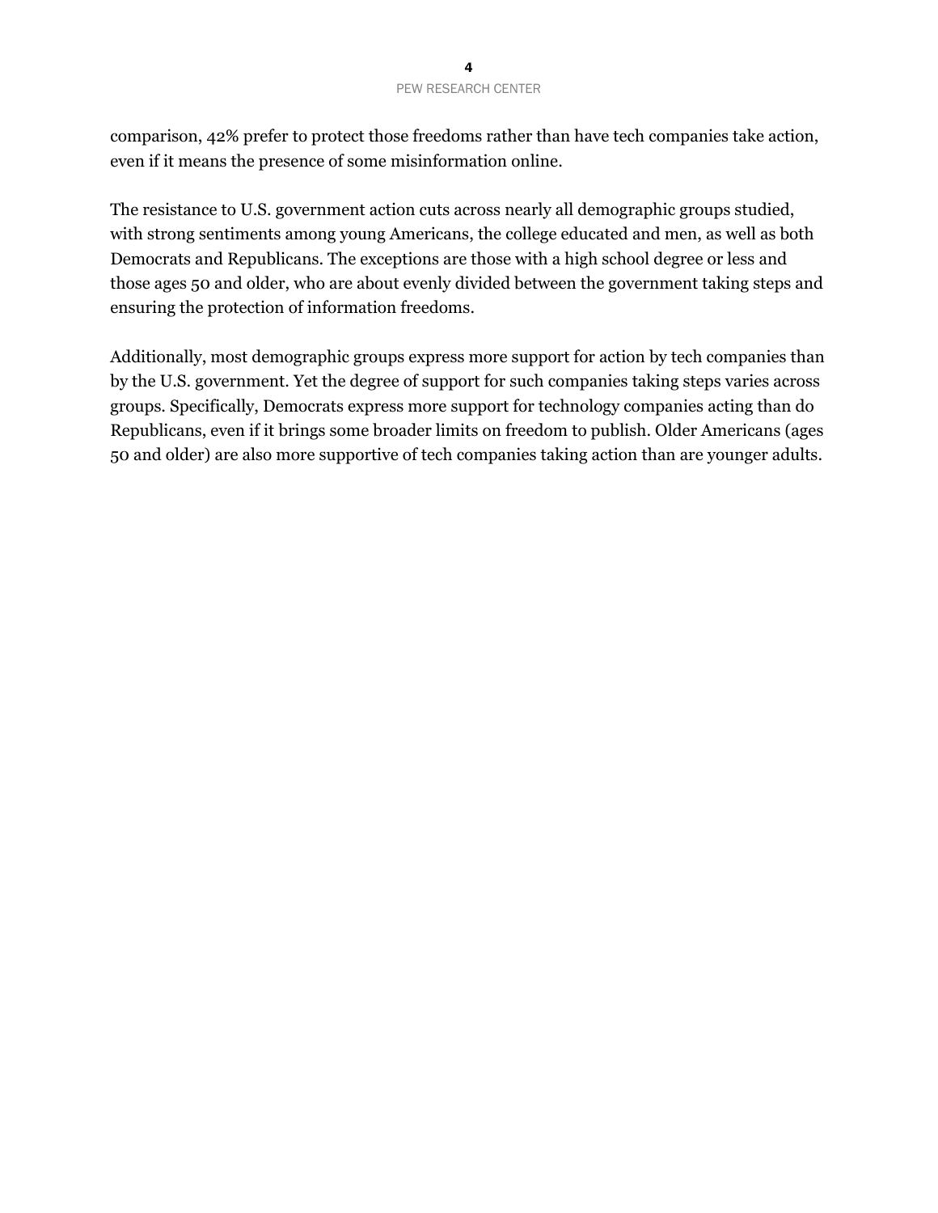comparison, 42% prefer to protect those freedoms rather than have tech companies take action, even if it means the presence of some misinformation online.

The resistance to U.S. government action cuts across nearly all demographic groups studied, with strong sentiments among young Americans, the college educated and men, as well as both Democrats and Republicans. The exceptions are those with a high school degree or less and those ages 50 and older, who are about evenly divided between the government taking steps and ensuring the protection of information freedoms.

Additionally, most demographic groups express more support for action by tech companies than by the U.S. government. Yet the degree of support for such companies taking steps varies across groups. Specifically, Democrats express more support for technology companies acting than do Republicans, even if it brings some broader limits on freedom to publish. Older Americans (ages 50 and older) are also more supportive of tech companies taking action than are younger adults.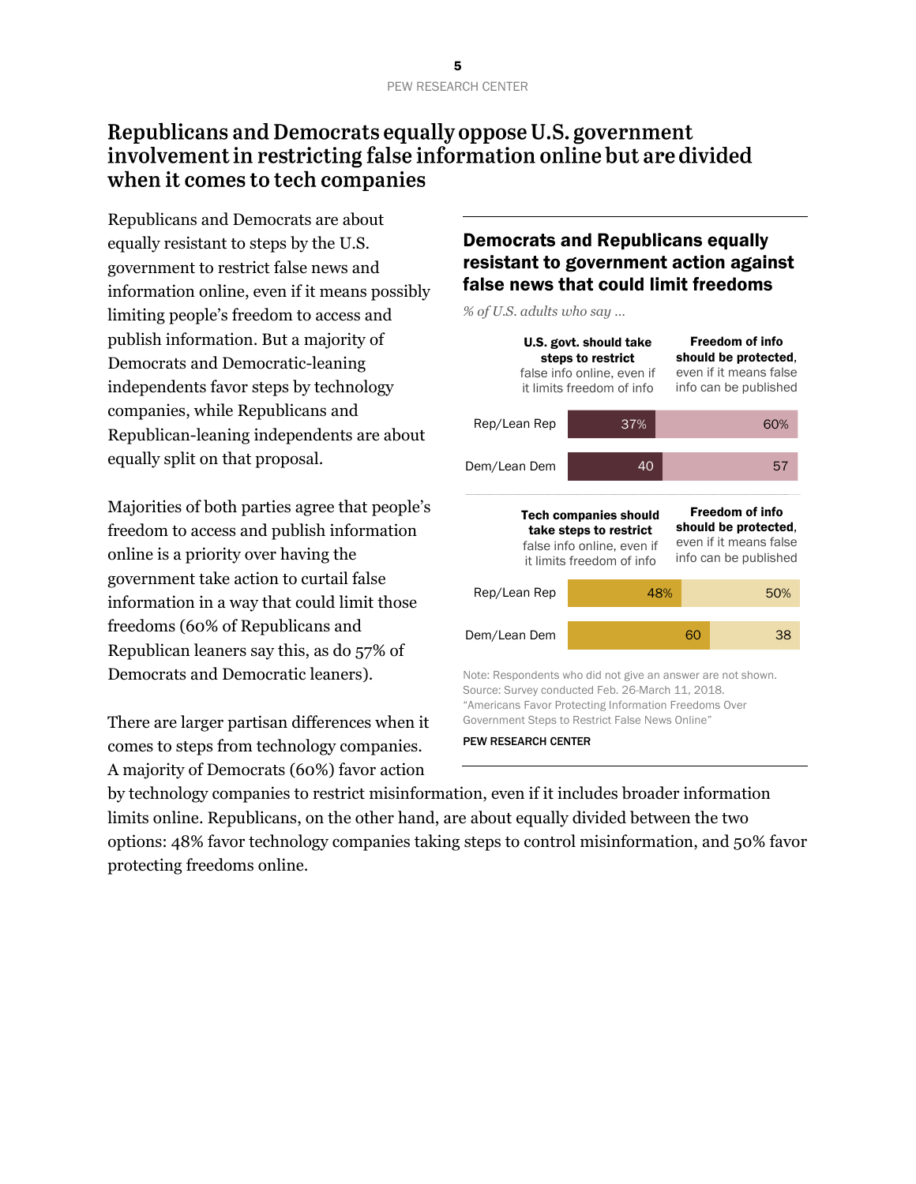## Republicans and Democrats equally oppose U.S. government involvement in restricting false information online but are divided when it comes to tech companies

Republicans and Democrats are about equally resistant to steps by the U.S. government to restrict false news and information online, even if it means possibly limiting people's freedom to access and publish information. But a majority of Democrats and Democratic-leaning independents favor steps by technology companies, while Republicans and Republican-leaning independents are about equally split on that proposal.

Majorities of both parties agree that people's freedom to access and publish information online is a priority over having the government take action to curtail false information in a way that could limit those freedoms (60% of Republicans and Republican leaners say this, as do 57% of Democrats and Democratic leaners).

There are larger partisan differences when it comes to steps from technology companies. A majority of Democrats (60%) favor action by technology companies to restrict misinformation, even if it includes broader information limits online. Republicans, on the other hand, are about equally divided between the two options: 48% favor technology companies taking steps to control misinformation, and 50% favor protecting freedoms online.

### Democrats and Republicans equally resistant to government action against false news that could limit freedoms

*% of U.S. adults who say …*

| | **U.S. govt. should take steps to restrict** false info online, even if it limits freedom of info | **Freedom of info should be protected**, even if it means false info can be published |
|---|---|---|
| Rep/Lean Rep | 37% | 60% |
| Dem/Lean Dem | 40 | 57 |

| | **Tech companies should take steps to restrict** false info online, even if it limits freedom of info | **Freedom of info should be protected**, even if it means false info can be published |
|---|---|---|
| Rep/Lean Rep | 48% | 50% |
| Dem/Lean Dem | 60 | 38 |

Note: Respondents who did not give an answer are not shown.
Source: Survey conducted Feb. 26-March 11, 2018.
"Americans Favor Protecting Information Freedoms Over Government Steps to Restrict False News Online"

PEW RESEARCH CENTER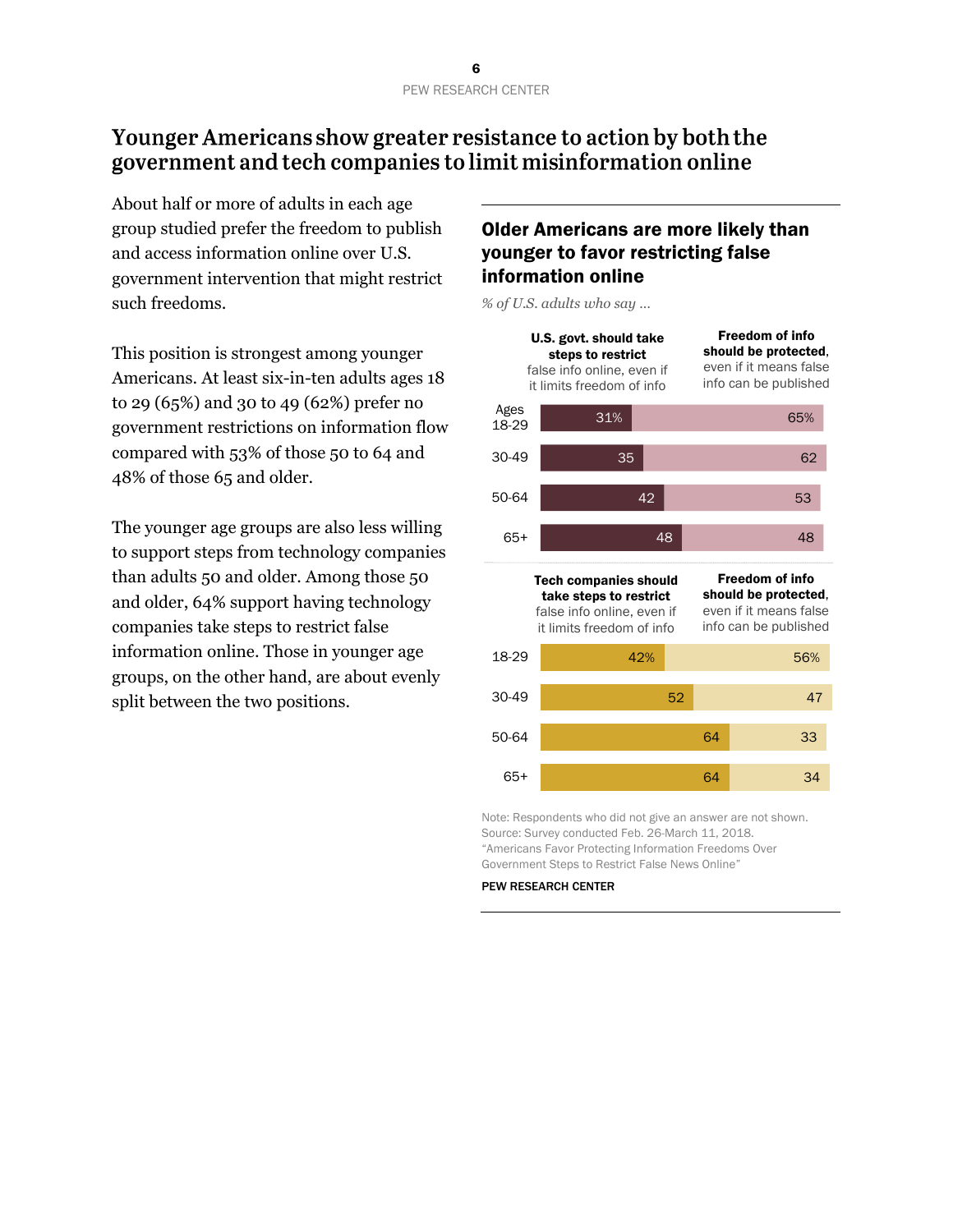# Younger Americans show greater resistance to action by both the government and tech companies to limit misinformation online

About half or more of adults in each age group studied prefer the freedom to publish and access information online over U.S. government intervention that might restrict such freedoms.

This position is strongest among younger Americans. At least six-in-ten adults ages 18 to 29 (65%) and 30 to 49 (62%) prefer no government restrictions on information flow compared with 53% of those 50 to 64 and 48% of those 65 and older.

The younger age groups are also less willing to support steps from technology companies than adults 50 and older. Among those 50 and older, 64% support having technology companies take steps to restrict false information online. Those in younger age groups, on the other hand, are about evenly split between the two positions.

## Older Americans are more likely than younger to favor restricting false information online

*% of U.S. adults who say …*

| Ages | **U.S. govt. should take steps to restrict** false info online, even if it limits freedom of info | **Freedom of info should be protected**, even if it means false info can be published |
|---|---|---|
| 18-29 | 31% | 65% |
| 30-49 | 35 | 62 |
| 50-64 | 42 | 53 |
| 65+ | 48 | 48 |

| Ages | **Tech companies should take steps to restrict** false info online, even if it limits freedom of info | **Freedom of info should be protected**, even if it means false info can be published |
|---|---|---|
| 18-29 | 42% | 56% |
| 30-49 | 52 | 47 |
| 50-64 | 64 | 33 |
| 65+ | 64 | 34 |

Note: Respondents who did not give an answer are not shown.
Source: Survey conducted Feb. 26-March 11, 2018.
"Americans Favor Protecting Information Freedoms Over Government Steps to Restrict False News Online"

PEW RESEARCH CENTER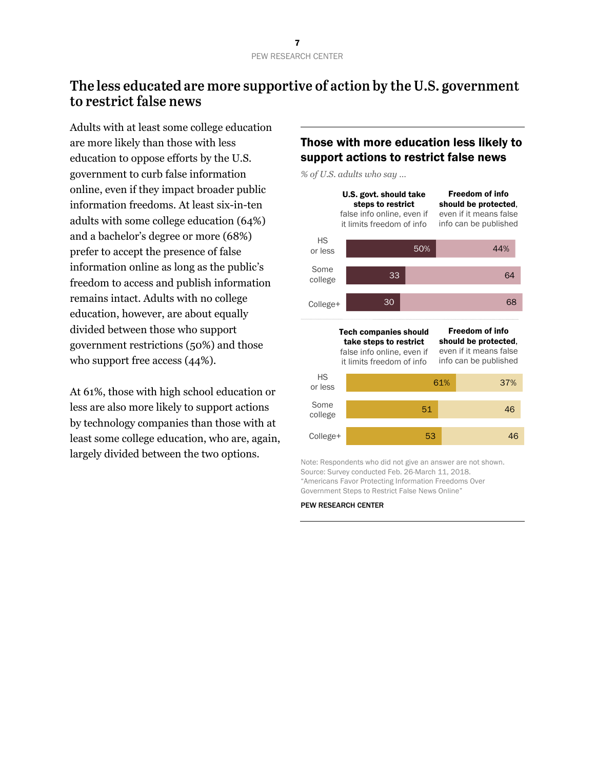## The less educated are more supportive of action by the U.S. government to restrict false news

Adults with at least some college education are more likely than those with less education to oppose efforts by the U.S. government to curb false information online, even if they impact broader public information freedoms. At least six-in-ten adults with some college education (64%) and a bachelor's degree or more (68%) prefer to accept the presence of false information online as long as the public's freedom to access and publish information remains intact. Adults with no college education, however, are about equally divided between those who support government restrictions (50%) and those who support free access (44%).

At 61%, those with high school education or less are also more likely to support actions by technology companies than those with at least some college education, who are, again, largely divided between the two options.

### Those with more education less likely to support actions to restrict false news

*% of U.S. adults who say …*

| | **U.S. govt. should take steps to restrict** false info online, even if it limits freedom of info | **Freedom of info should be protected**, even if it means false info can be published |
|---|---|---|
| HS or less | 50% | 44% |
| Some college | 33 | 64 |
| College+ | 30 | 68 |

| | **Tech companies should take steps to restrict** false info online, even if it limits freedom of info | **Freedom of info should be protected**, even if it means false info can be published |
|---|---|---|
| HS or less | 61% | 37% |
| Some college | 51 | 46 |
| College+ | 53 | 46 |

Note: Respondents who did not give an answer are not shown.
Source: Survey conducted Feb. 26-March 11, 2018.
"Americans Favor Protecting Information Freedoms Over Government Steps to Restrict False News Online"

PEW RESEARCH CENTER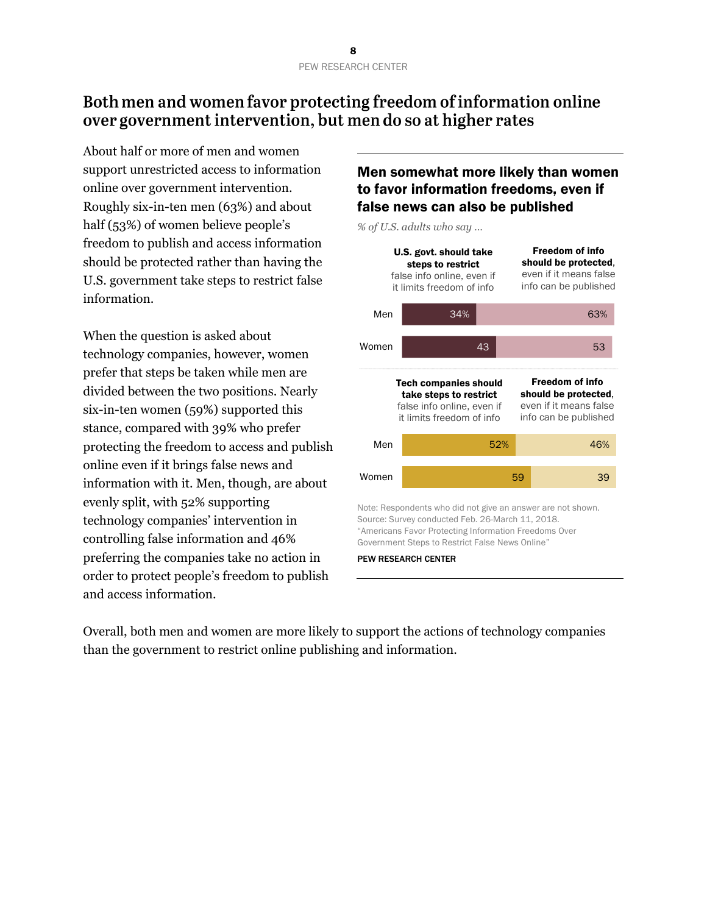## Both men and women favor protecting freedom of information online over government intervention, but men do so at higher rates

About half or more of men and women support unrestricted access to information online over government intervention. Roughly six-in-ten men (63%) and about half (53%) of women believe people's freedom to publish and access information should be protected rather than having the U.S. government take steps to restrict false information.

When the question is asked about technology companies, however, women prefer that steps be taken while men are divided between the two positions. Nearly six-in-ten women (59%) supported this stance, compared with 39% who prefer protecting the freedom to access and publish online even if it brings false news and information with it. Men, though, are about evenly split, with 52% supporting technology companies' intervention in controlling false information and 46% preferring the companies take no action in order to protect people's freedom to publish and access information.

**Men somewhat more likely than women to favor information freedoms, even if false news can also be published**

*% of U.S. adults who say ...*

| | **U.S. govt. should take steps to restrict** false info online, even if it limits freedom of info | **Freedom of info should be protected**, even if it means false info can be published |
|---|---|---|
| Men | 34% | 63% |
| Women | 43 | 53 |

| | **Tech companies should take steps to restrict** false info online, even if it limits freedom of info | **Freedom of info should be protected**, even if it means false info can be published |
|---|---|---|
| Men | 52% | 46% |
| Women | 59 | 39 |

Note: Respondents who did not give an answer are not shown.
Source: Survey conducted Feb. 26-March 11, 2018.
"Americans Favor Protecting Information Freedoms Over Government Steps to Restrict False News Online"

PEW RESEARCH CENTER

Overall, both men and women are more likely to support the actions of technology companies than the government to restrict online publishing and information.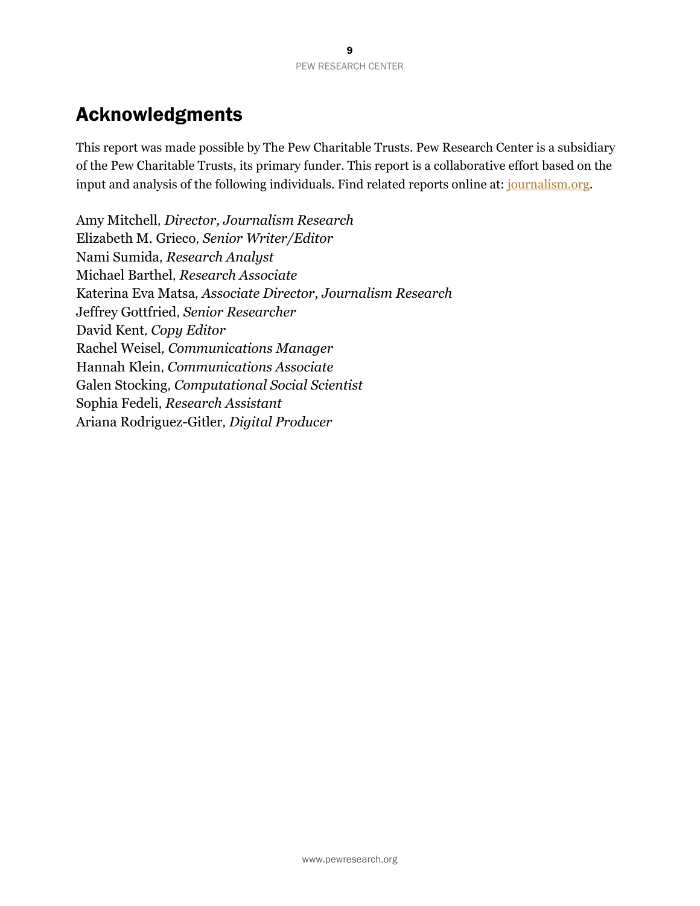# Acknowledgments

This report was made possible by The Pew Charitable Trusts. Pew Research Center is a subsidiary of the Pew Charitable Trusts, its primary funder. This report is a collaborative effort based on the input and analysis of the following individuals. Find related reports online at: journalism.org.

Amy Mitchell, *Director, Journalism Research*
Elizabeth M. Grieco, *Senior Writer/Editor*
Nami Sumida, *Research Analyst*
Michael Barthel, *Research Associate*
Katerina Eva Matsa, *Associate Director, Journalism Research*
Jeffrey Gottfried, *Senior Researcher*
David Kent, *Copy Editor*
Rachel Weisel, *Communications Manager*
Hannah Klein, *Communications Associate*
Galen Stocking, *Computational Social Scientist*
Sophia Fedeli, *Research Assistant*
Ariana Rodriguez-Gitler, *Digital Producer*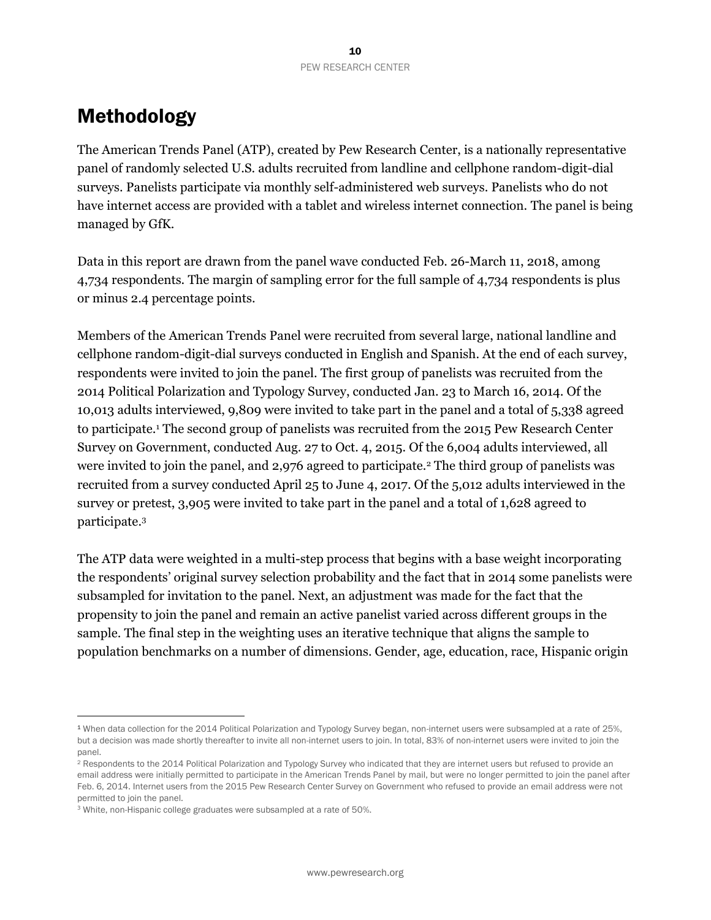# Methodology

The American Trends Panel (ATP), created by Pew Research Center, is a nationally representative panel of randomly selected U.S. adults recruited from landline and cellphone random-digit-dial surveys. Panelists participate via monthly self-administered web surveys. Panelists who do not have internet access are provided with a tablet and wireless internet connection. The panel is being managed by GfK.

Data in this report are drawn from the panel wave conducted Feb. 26-March 11, 2018, among 4,734 respondents. The margin of sampling error for the full sample of 4,734 respondents is plus or minus 2.4 percentage points.

Members of the American Trends Panel were recruited from several large, national landline and cellphone random-digit-dial surveys conducted in English and Spanish. At the end of each survey, respondents were invited to join the panel. The first group of panelists was recruited from the 2014 Political Polarization and Typology Survey, conducted Jan. 23 to March 16, 2014. Of the 10,013 adults interviewed, 9,809 were invited to take part in the panel and a total of 5,338 agreed to participate.[1] The second group of panelists was recruited from the 2015 Pew Research Center Survey on Government, conducted Aug. 27 to Oct. 4, 2015. Of the 6,004 adults interviewed, all were invited to join the panel, and 2,976 agreed to participate.[2] The third group of panelists was recruited from a survey conducted April 25 to June 4, 2017. Of the 5,012 adults interviewed in the survey or pretest, 3,905 were invited to take part in the panel and a total of 1,628 agreed to participate.[3]

The ATP data were weighted in a multi-step process that begins with a base weight incorporating the respondents' original survey selection probability and the fact that in 2014 some panelists were subsampled for invitation to the panel. Next, an adjustment was made for the fact that the propensity to join the panel and remain an active panelist varied across different groups in the sample. The final step in the weighting uses an iterative technique that aligns the sample to population benchmarks on a number of dimensions. Gender, age, education, race, Hispanic origin

---

[1] When data collection for the 2014 Political Polarization and Typology Survey began, non-internet users were subsampled at a rate of 25%, but a decision was made shortly thereafter to invite all non-internet users to join. In total, 83% of non-internet users were invited to join the panel.

[2] Respondents to the 2014 Political Polarization and Typology Survey who indicated that they are internet users but refused to provide an email address were initially permitted to participate in the American Trends Panel by mail, but were no longer permitted to join the panel after Feb. 6, 2014. Internet users from the 2015 Pew Research Center Survey on Government who refused to provide an email address were not permitted to join the panel.

[3] White, non-Hispanic college graduates were subsampled at a rate of 50%.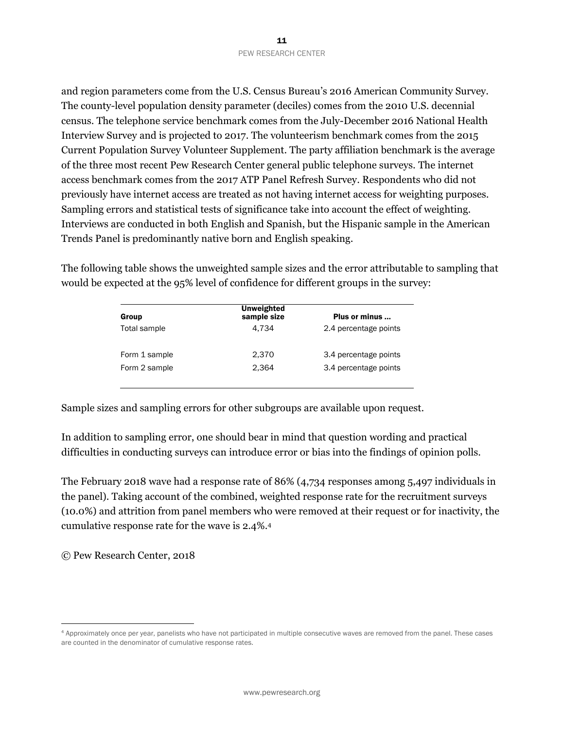and region parameters come from the U.S. Census Bureau's 2016 American Community Survey. The county-level population density parameter (deciles) comes from the 2010 U.S. decennial census. The telephone service benchmark comes from the July-December 2016 National Health Interview Survey and is projected to 2017. The volunteerism benchmark comes from the 2015 Current Population Survey Volunteer Supplement. The party affiliation benchmark is the average of the three most recent Pew Research Center general public telephone surveys. The internet access benchmark comes from the 2017 ATP Panel Refresh Survey. Respondents who did not previously have internet access are treated as not having internet access for weighting purposes. Sampling errors and statistical tests of significance take into account the effect of weighting. Interviews are conducted in both English and Spanish, but the Hispanic sample in the American Trends Panel is predominantly native born and English speaking.

The following table shows the unweighted sample sizes and the error attributable to sampling that would be expected at the 95% level of confidence for different groups in the survey:

| Group | Unweighted sample size | Plus or minus ... |
|---|---|---|
| Total sample | 4,734 | 2.4 percentage points |
| Form 1 sample | 2,370 | 3.4 percentage points |
| Form 2 sample | 2,364 | 3.4 percentage points |

Sample sizes and sampling errors for other subgroups are available upon request.

In addition to sampling error, one should bear in mind that question wording and practical difficulties in conducting surveys can introduce error or bias into the findings of opinion polls.

The February 2018 wave had a response rate of 86% (4,734 responses among 5,497 individuals in the panel). Taking account of the combined, weighted response rate for the recruitment surveys (10.0%) and attrition from panel members who were removed at their request or for inactivity, the cumulative response rate for the wave is 2.4%.[4]

© Pew Research Center, 2018

[4] Approximately once per year, panelists who have not participated in multiple consecutive waves are removed from the panel. These cases are counted in the denominator of cumulative response rates.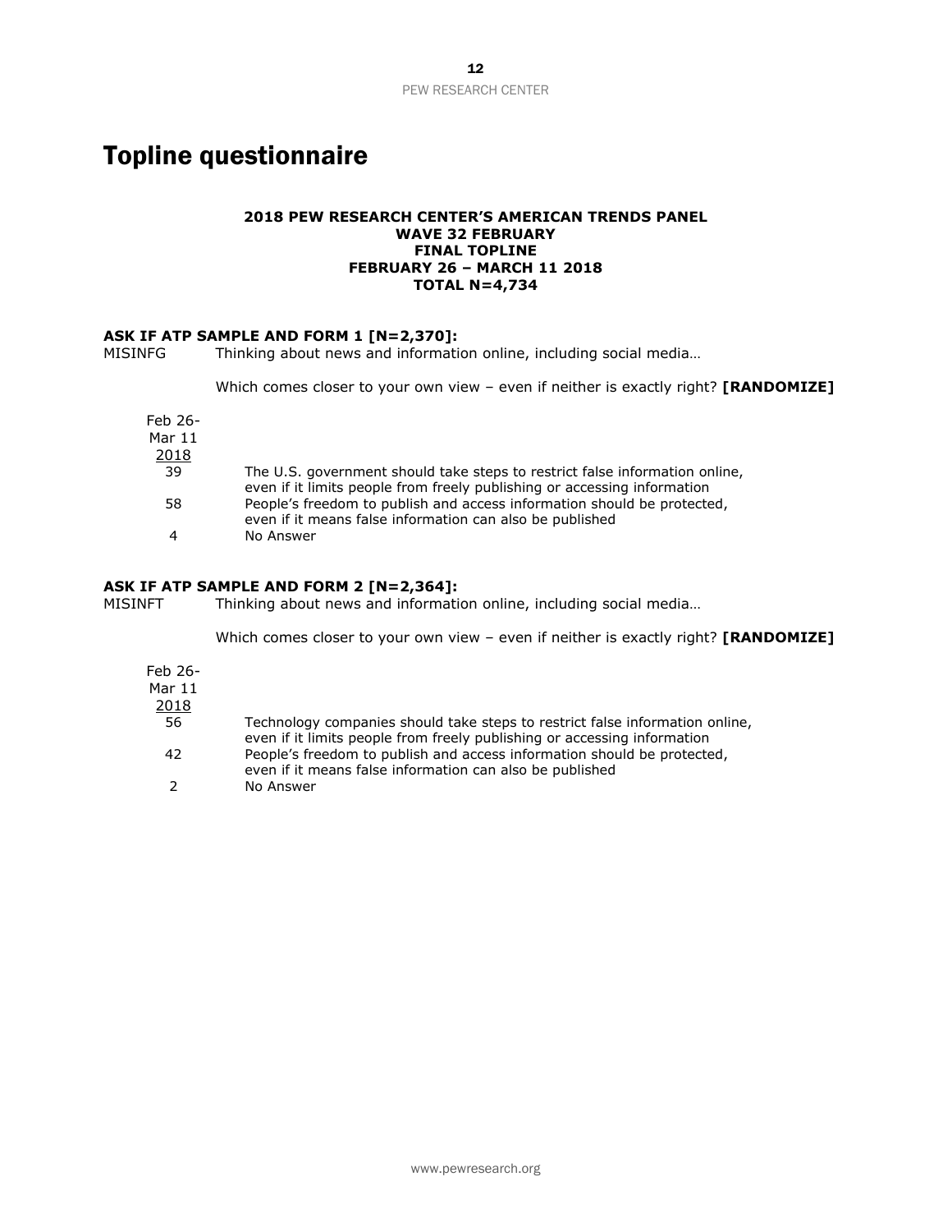# Topline questionnaire

**2018 PEW RESEARCH CENTER'S AMERICAN TRENDS PANEL**
**WAVE 32 FEBRUARY**
**FINAL TOPLINE**
**FEBRUARY 26 – MARCH 11 2018**
**TOTAL N=4,734**

**ASK IF ATP SAMPLE AND FORM 1 [N=2,370]:**

MISINFG Thinking about news and information online, including social media…

Which comes closer to your own view – even if neither is exactly right? **[RANDOMIZE]**

| Feb 26-Mar 11 2018 | |
|---|---|
| 39 | The U.S. government should take steps to restrict false information online, even if it limits people from freely publishing or accessing information |
| 58 | People's freedom to publish and access information should be protected, even if it means false information can also be published |
| 4 | No Answer |

**ASK IF ATP SAMPLE AND FORM 2 [N=2,364]:**

MISINFT Thinking about news and information online, including social media…

Which comes closer to your own view – even if neither is exactly right? **[RANDOMIZE]**

| Feb 26-Mar 11 2018 | |
|---|---|
| 56 | Technology companies should take steps to restrict false information online, even if it limits people from freely publishing or accessing information |
| 42 | People's freedom to publish and access information should be protected, even if it means false information can also be published |
| 2 | No Answer |